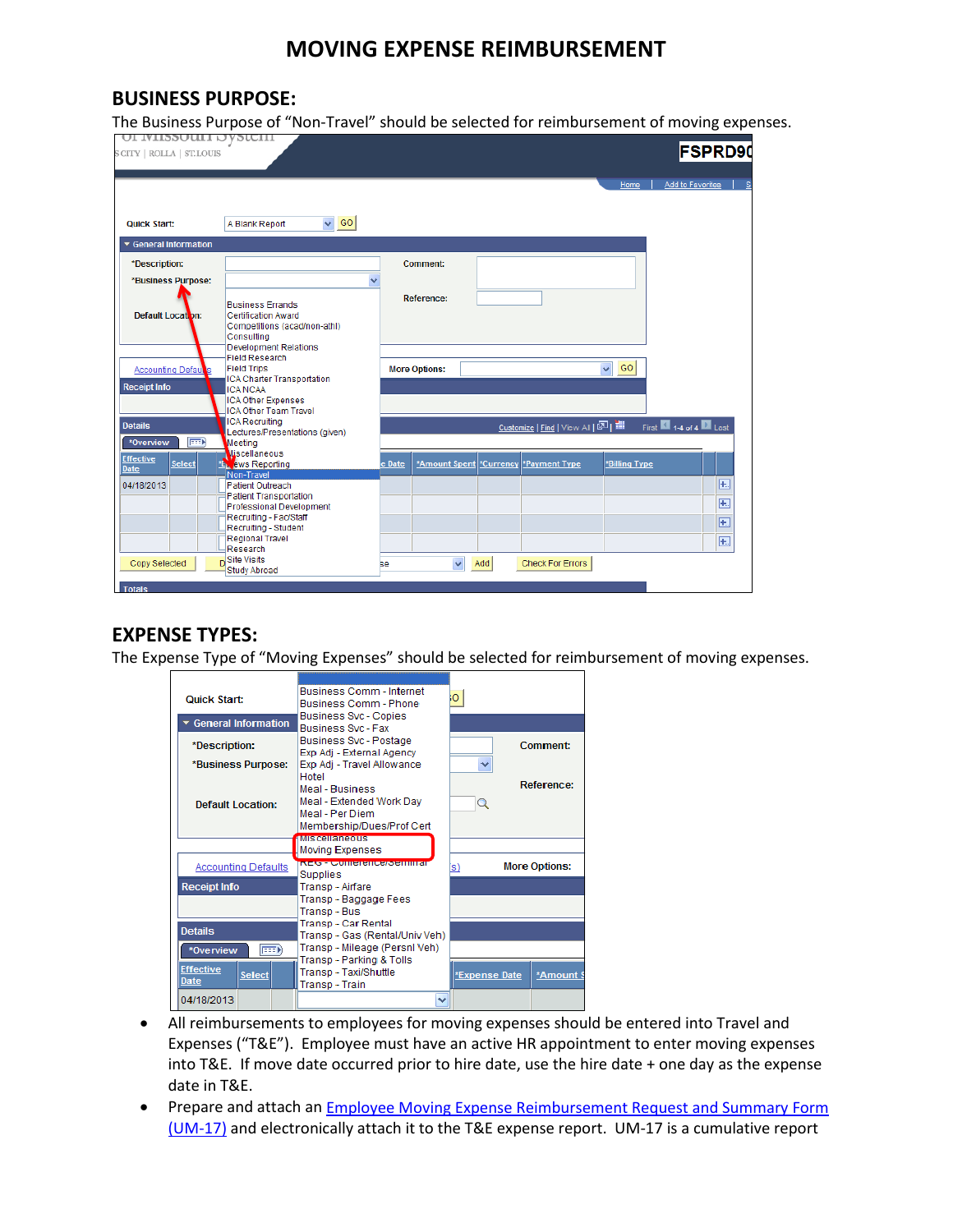# MOVING EXPENSE REIMBURSEMENT

## BUSINESS PURPOSE:

The Business Purpose of "Non-Travel" should be selected for reimbursement of moving expenses.

## EXPENSE TYPES:

The Expense Type of "Moving Expenses" should be selected for reimbursement of moving expenses.

- All reimbursements to employees for moving expenses should be entered into Travel and Expenses ("T&E"). Employee must have an active HR appointment to enter moving expenses into T&E. If move date occurred prior to hire date, use the hire date + one day as the expense date in T&E.
- Prepare and attach an Employee Moving Expense Reimbursement Request and Summary Form (UM-17) and electronically attach it to the T&E expense report. UM-17 is a cumulative report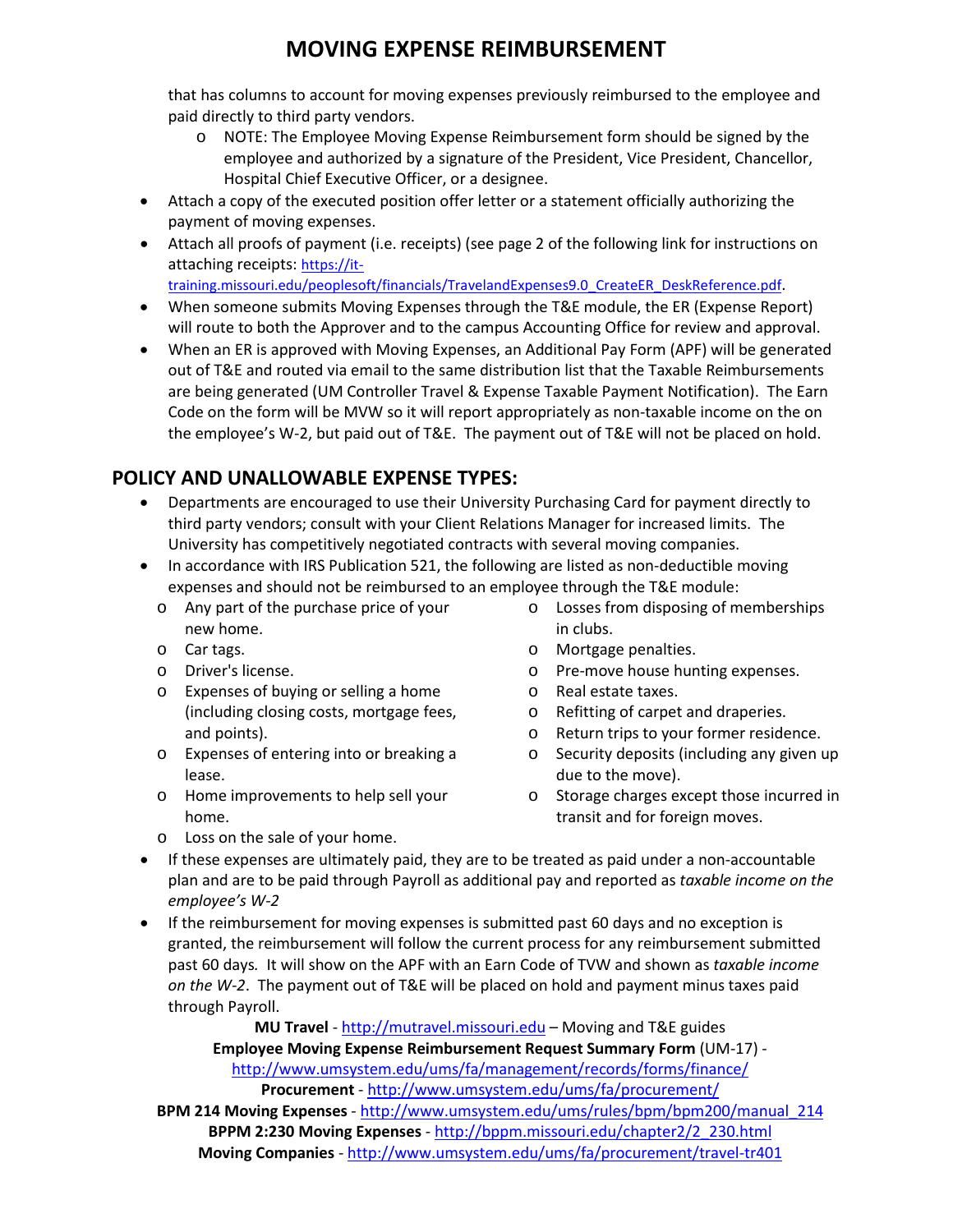that has columns to account for moving expenses previously reimbursed to the employee and paid directly to third party vendors.
  - NOTE: The Employee Moving Expense Reimbursement form should be signed by the employee and authorized by a signature of the President, Vice President, Chancellor, Hospital Chief Executive Officer, or a designee.
- Attach a copy of the executed position offer letter or a statement officially authorizing the payment of moving expenses.
- Attach all proofs of payment (i.e. receipts) (see page 2 of the following link for instructions on attaching receipts: https://it-training.missouri.edu/peoplesoft/financials/TravelandExpenses9.0_CreateER_DeskReference.pdf.
- When someone submits Moving Expenses through the T&E module, the ER (Expense Report) will route to both the Approver and to the campus Accounting Office for review and approval.
- When an ER is approved with Moving Expenses, an Additional Pay Form (APF) will be generated out of T&E and routed via email to the same distribution list that the Taxable Reimbursements are being generated (UM Controller Travel & Expense Taxable Payment Notification). The Earn Code on the form will be MVW so it will report appropriately as non-taxable income on the on the employee's W-2, but paid out of T&E. The payment out of T&E will not be placed on hold.

## POLICY AND UNALLOWABLE EXPENSE TYPES:

- Departments are encouraged to use their University Purchasing Card for payment directly to third party vendors; consult with your Client Relations Manager for increased limits. The University has competitively negotiated contracts with several moving companies.
- In accordance with IRS Publication 521, the following are listed as non-deductible moving expenses and should not be reimbursed to an employee through the T&E module:
  - Any part of the purchase price of your new home.
  - Car tags.
  - Driver's license.
  - Expenses of buying or selling a home (including closing costs, mortgage fees, and points).
  - Expenses of entering into or breaking a lease.
  - Home improvements to help sell your home.
  - Loss on the sale of your home.
  - Losses from disposing of memberships in clubs.
  - Mortgage penalties.
  - Pre-move house hunting expenses.
  - Real estate taxes.
  - Refitting of carpet and draperies.
  - Return trips to your former residence.
  - Security deposits (including any given up due to the move).
  - Storage charges except those incurred in transit and for foreign moves.
- If these expenses are ultimately paid, they are to be treated as paid under a non-accountable plan and are to be paid through Payroll as additional pay and reported as *taxable income on the employee's W-2*
- If the reimbursement for moving expenses is submitted past 60 days and no exception is granted, the reimbursement will follow the current process for any reimbursement submitted past 60 days. It will show on the APF with an Earn Code of TVW and shown as *taxable income on the W-2*. The payment out of T&E will be placed on hold and payment minus taxes paid through Payroll.

**MU Travel** - http://mutravel.missouri.edu – Moving and T&E guides

**Employee Moving Expense Reimbursement Request Summary Form** (UM-17) - http://www.umsystem.edu/ums/fa/management/records/forms/finance/

**Procurement** - http://www.umsystem.edu/ums/fa/procurement/

**BPM 214 Moving Expenses** - http://www.umsystem.edu/ums/rules/bpm/bpm200/manual_214

**BPPM 2:230 Moving Expenses** - http://bppm.missouri.edu/chapter2/2_230.html

**Moving Companies** - http://www.umsystem.edu/ums/fa/procurement/travel-tr401